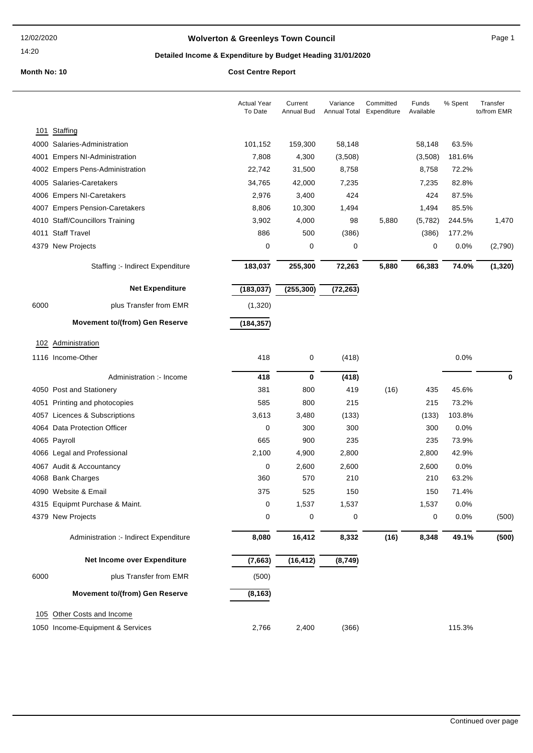# Wolverton & Greenleys Town Council

## Detailed Income & Expenditure by Budget Heading 31/01/2020

**Month No: 10** — **Cost Centre Report**

| | Actual Year To Date | Current Annual Bud | Variance Annual Total | Committed Expenditure | Funds Available | % Spent | Transfer to/from EMR |
|---|---|---|---|---|---|---|---|
| **101 Staffing** | | | | | | | |
| 4000 Salaries-Administration | 101,152 | 159,300 | 58,148 | | 58,148 | 63.5% | |
| 4001 Empers NI-Administration | 7,808 | 4,300 | (3,508) | | (3,508) | 181.6% | |
| 4002 Empers Pens-Administration | 22,742 | 31,500 | 8,758 | | 8,758 | 72.2% | |
| 4005 Salaries-Caretakers | 34,765 | 42,000 | 7,235 | | 7,235 | 82.8% | |
| 4006 Empers NI-Caretakers | 2,976 | 3,400 | 424 | | 424 | 87.5% | |
| 4007 Empers Pension-Caretakers | 8,806 | 10,300 | 1,494 | | 1,494 | 85.5% | |
| 4010 Staff/Councillors Training | 3,902 | 4,000 | 98 | 5,880 | (5,782) | 244.5% | 1,470 |
| 4011 Staff Travel | 886 | 500 | (386) | | (386) | 177.2% | |
| 4379 New Projects | 0 | 0 | 0 | | 0 | 0.0% | (2,790) |
| Staffing :- Indirect Expenditure | **183,037** | **255,300** | **72,263** | **5,880** | **66,383** | **74.0%** | **(1,320)** |
| **Net Expenditure** | **(183,037)** | **(255,300)** | **(72,263)** | | | | |
| 6000 plus Transfer from EMR | (1,320) | | | | | | |
| **Movement to/(from) Gen Reserve** | **(184,357)** | | | | | | |
| **102 Administration** | | | | | | | |
| 1116 Income-Other | 418 | 0 | (418) | | | 0.0% | |
| Administration :- Income | **418** | **0** | **(418)** | | | | **0** |
| 4050 Post and Stationery | 381 | 800 | 419 | (16) | 435 | 45.6% | |
| 4051 Printing and photocopies | 585 | 800 | 215 | | 215 | 73.2% | |
| 4057 Licences & Subscriptions | 3,613 | 3,480 | (133) | | (133) | 103.8% | |
| 4064 Data Protection Officer | 0 | 300 | 300 | | 300 | 0.0% | |
| 4065 Payroll | 665 | 900 | 235 | | 235 | 73.9% | |
| 4066 Legal and Professional | 2,100 | 4,900 | 2,800 | | 2,800 | 42.9% | |
| 4067 Audit & Accountancy | 0 | 2,600 | 2,600 | | 2,600 | 0.0% | |
| 4068 Bank Charges | 360 | 570 | 210 | | 210 | 63.2% | |
| 4090 Website & Email | 375 | 525 | 150 | | 150 | 71.4% | |
| 4315 Equipmt Purchase & Maint. | 0 | 1,537 | 1,537 | | 1,537 | 0.0% | |
| 4379 New Projects | 0 | 0 | 0 | | 0 | 0.0% | (500) |
| Administration :- Indirect Expenditure | **8,080** | **16,412** | **8,332** | **(16)** | **8,348** | **49.1%** | **(500)** |
| **Net Income over Expenditure** | **(7,663)** | **(16,412)** | **(8,749)** | | | | |
| 6000 plus Transfer from EMR | (500) | | | | | | |
| **Movement to/(from) Gen Reserve** | **(8,163)** | | | | | | |
| **105 Other Costs and Income** | | | | | | | |
| 1050 Income-Equipment & Services | 2,766 | 2,400 | (366) | | | 115.3% | |

Continued over page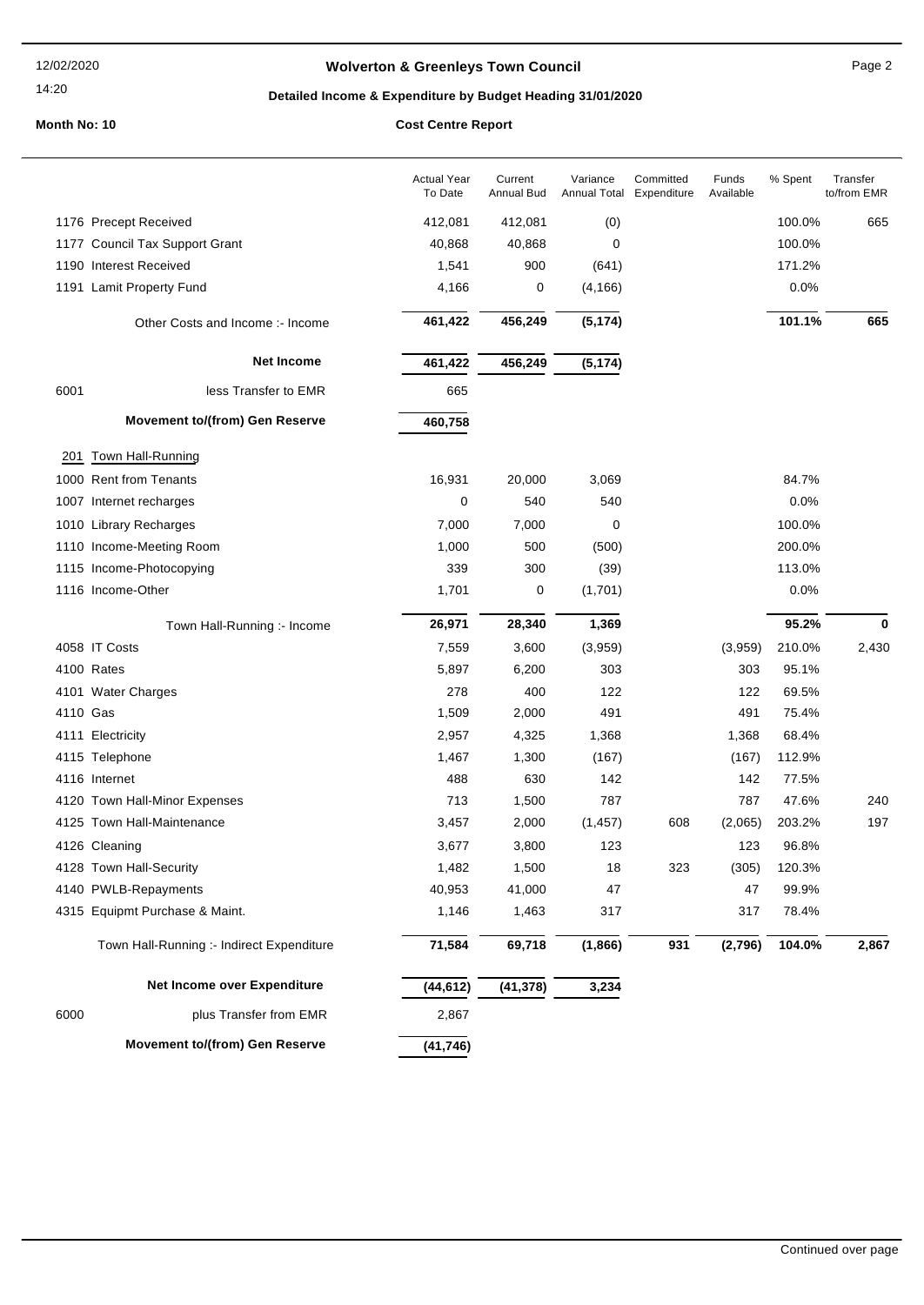# Wolverton & Greenleys Town Council

## Detailed Income & Expenditure by Budget Heading 31/01/2020

**Month No: 10** | **Cost Centre Report**

| | | Actual Year To Date | Current Annual Bud | Variance Annual Total | Committed Expenditure | Funds Available | % Spent | Transfer to/from EMR |
|---|---|---|---|---|---|---|---|---|
| 1176 | Precept Received | 412,081 | 412,081 | (0) | | | 100.0% | 665 |
| 1177 | Council Tax Support Grant | 40,868 | 40,868 | 0 | | | 100.0% | |
| 1190 | Interest Received | 1,541 | 900 | (641) | | | 171.2% | |
| 1191 | Lamit Property Fund | 4,166 | 0 | (4,166) | | | 0.0% | |
| | Other Costs and Income :- Income | **461,422** | **456,249** | **(5,174)** | | | **101.1%** | **665** |
| | **Net Income** | **461,422** | **456,249** | **(5,174)** | | | | |
| 6001 | less Transfer to EMR | 665 | | | | | | |
| | **Movement to/(from) Gen Reserve** | **460,758** | | | | | | |
| 201 | Town Hall-Running | | | | | | | |
| 1000 | Rent from Tenants | 16,931 | 20,000 | 3,069 | | | 84.7% | |
| 1007 | Internet recharges | 0 | 540 | 540 | | | 0.0% | |
| 1010 | Library Recharges | 7,000 | 7,000 | 0 | | | 100.0% | |
| 1110 | Income-Meeting Room | 1,000 | 500 | (500) | | | 200.0% | |
| 1115 | Income-Photocopying | 339 | 300 | (39) | | | 113.0% | |
| 1116 | Income-Other | 1,701 | 0 | (1,701) | | | 0.0% | |
| | Town Hall-Running :- Income | **26,971** | **28,340** | **1,369** | | | **95.2%** | **0** |
| 4058 | IT Costs | 7,559 | 3,600 | (3,959) | | (3,959) | 210.0% | 2,430 |
| 4100 | Rates | 5,897 | 6,200 | 303 | | 303 | 95.1% | |
| 4101 | Water Charges | 278 | 400 | 122 | | 122 | 69.5% | |
| 4110 | Gas | 1,509 | 2,000 | 491 | | 491 | 75.4% | |
| 4111 | Electricity | 2,957 | 4,325 | 1,368 | | 1,368 | 68.4% | |
| 4115 | Telephone | 1,467 | 1,300 | (167) | | (167) | 112.9% | |
| 4116 | Internet | 488 | 630 | 142 | | 142 | 77.5% | |
| 4120 | Town Hall-Minor Expenses | 713 | 1,500 | 787 | | 787 | 47.6% | 240 |
| 4125 | Town Hall-Maintenance | 3,457 | 2,000 | (1,457) | 608 | (2,065) | 203.2% | 197 |
| 4126 | Cleaning | 3,677 | 3,800 | 123 | | 123 | 96.8% | |
| 4128 | Town Hall-Security | 1,482 | 1,500 | 18 | 323 | (305) | 120.3% | |
| 4140 | PWLB-Repayments | 40,953 | 41,000 | 47 | | 47 | 99.9% | |
| 4315 | Equipmt Purchase & Maint. | 1,146 | 1,463 | 317 | | 317 | 78.4% | |
| | Town Hall-Running :- Indirect Expenditure | **71,584** | **69,718** | **(1,866)** | **931** | **(2,796)** | **104.0%** | **2,867** |
| | **Net Income over Expenditure** | **(44,612)** | **(41,378)** | **3,234** | | | | |
| 6000 | plus Transfer from EMR | 2,867 | | | | | | |
| | **Movement to/(from) Gen Reserve** | **(41,746)** | | | | | | |

Continued over page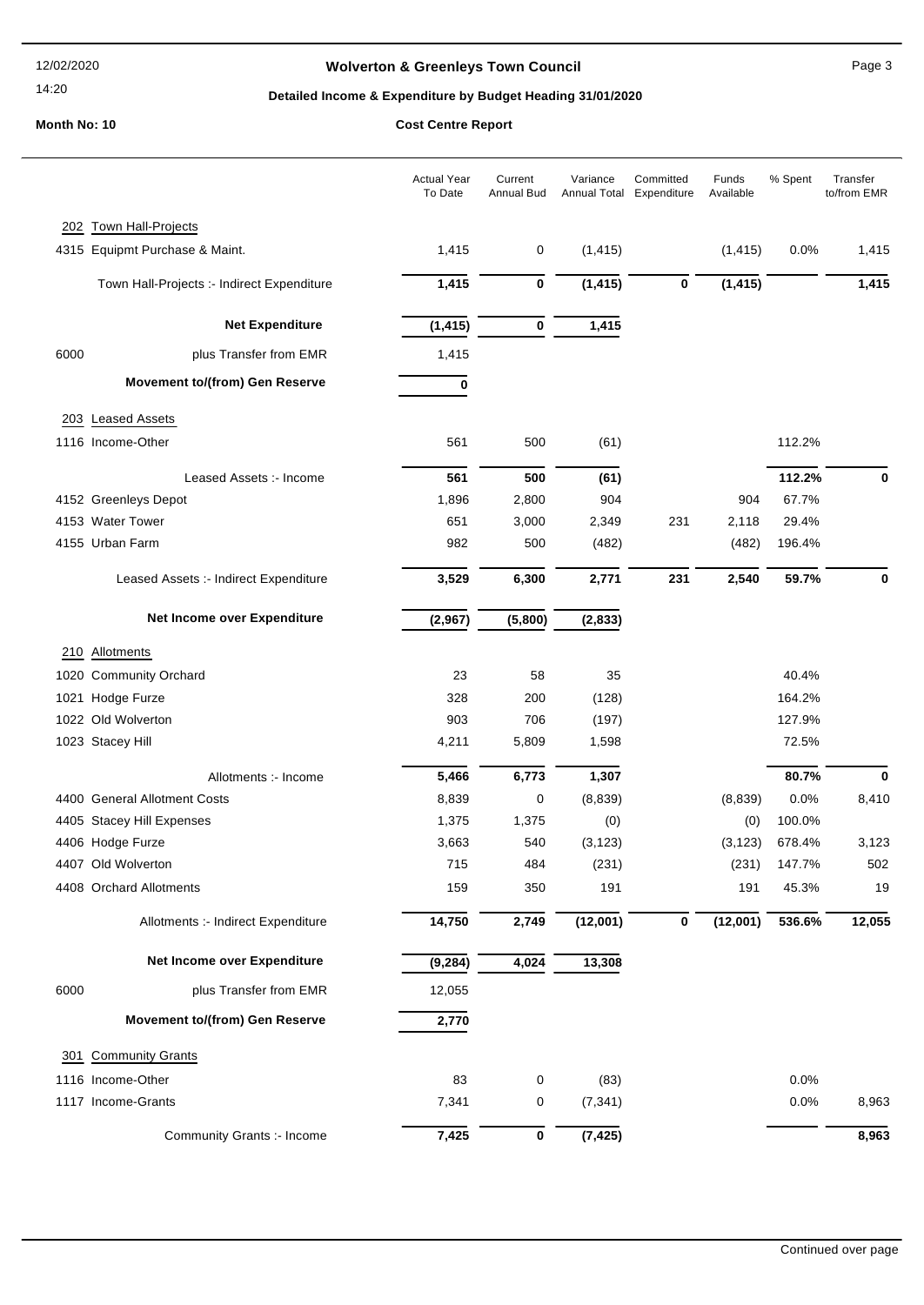**Wolverton & Greenleys Town Council**

**Detailed Income & Expenditure by Budget Heading 31/01/2020**

**Month No: 10**

**Cost Centre Report**

| | | Actual Year To Date | Current Annual Bud | Variance Annual Total | Committed Expenditure | Funds Available | % Spent | Transfer to/from EMR |
|---|---|---|---|---|---|---|---|---|
| **202** | **Town Hall-Projects** | | | | | | | |
| 4315 | Equipmt Purchase & Maint. | 1,415 | 0 | (1,415) | | (1,415) | 0.0% | 1,415 |
| | Town Hall-Projects :- Indirect Expenditure | **1,415** | **0** | **(1,415)** | **0** | **(1,415)** | | **1,415** |
| | **Net Expenditure** | **(1,415)** | **0** | **1,415** | | | | |
| 6000 | plus Transfer from EMR | 1,415 | | | | | | |
| | **Movement to/(from) Gen Reserve** | **0** | | | | | | |
| **203** | **Leased Assets** | | | | | | | |
| 1116 | Income-Other | 561 | 500 | (61) | | | 112.2% | |
| | Leased Assets :- Income | **561** | **500** | **(61)** | | | **112.2%** | **0** |
| 4152 | Greenleys Depot | 1,896 | 2,800 | 904 | | 904 | 67.7% | |
| 4153 | Water Tower | 651 | 3,000 | 2,349 | 231 | 2,118 | 29.4% | |
| 4155 | Urban Farm | 982 | 500 | (482) | | (482) | 196.4% | |
| | Leased Assets :- Indirect Expenditure | **3,529** | **6,300** | **2,771** | **231** | **2,540** | **59.7%** | **0** |
| | **Net Income over Expenditure** | **(2,967)** | **(5,800)** | **(2,833)** | | | | |
| **210** | **Allotments** | | | | | | | |
| 1020 | Community Orchard | 23 | 58 | 35 | | | 40.4% | |
| 1021 | Hodge Furze | 328 | 200 | (128) | | | 164.2% | |
| 1022 | Old Wolverton | 903 | 706 | (197) | | | 127.9% | |
| 1023 | Stacey Hill | 4,211 | 5,809 | 1,598 | | | 72.5% | |
| | Allotments :- Income | **5,466** | **6,773** | **1,307** | | | **80.7%** | **0** |
| 4400 | General Allotment Costs | 8,839 | 0 | (8,839) | | (8,839) | 0.0% | 8,410 |
| 4405 | Stacey Hill Expenses | 1,375 | 1,375 | (0) | | (0) | 100.0% | |
| 4406 | Hodge Furze | 3,663 | 540 | (3,123) | | (3,123) | 678.4% | 3,123 |
| 4407 | Old Wolverton | 715 | 484 | (231) | | (231) | 147.7% | 502 |
| 4408 | Orchard Allotments | 159 | 350 | 191 | | 191 | 45.3% | 19 |
| | Allotments :- Indirect Expenditure | **14,750** | **2,749** | **(12,001)** | **0** | **(12,001)** | **536.6%** | **12,055** |
| | **Net Income over Expenditure** | **(9,284)** | **4,024** | **13,308** | | | | |
| 6000 | plus Transfer from EMR | 12,055 | | | | | | |
| | **Movement to/(from) Gen Reserve** | **2,770** | | | | | | |
| **301** | **Community Grants** | | | | | | | |
| 1116 | Income-Other | 83 | 0 | (83) | | | 0.0% | |
| 1117 | Income-Grants | 7,341 | 0 | (7,341) | | | 0.0% | 8,963 |
| | Community Grants :- Income | **7,425** | **0** | **(7,425)** | | | | **8,963** |

Continued over page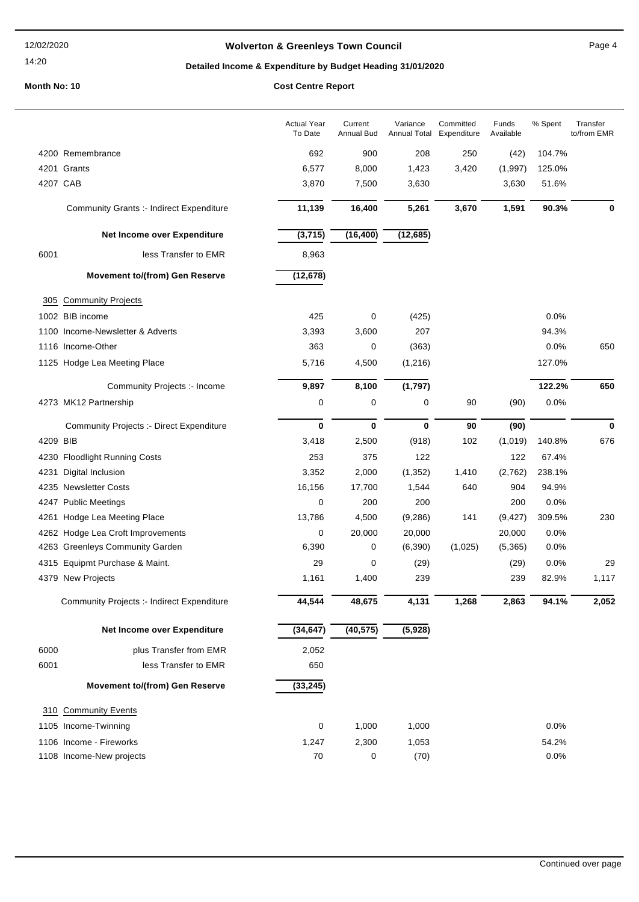12/02/2020

14:20

**Wolverton & Greenleys Town Council**

**Detailed Income & Expenditure by Budget Heading 31/01/2020**

**Month No: 10** **Cost Centre Report**

| | Actual Year To Date | Current Annual Bud | Variance Annual Total | Committed Expenditure | Funds Available | % Spent | Transfer to/from EMR |
|---|---|---|---|---|---|---|---|
| 4200 Remembrance | 692 | 900 | 208 | 250 | (42) | 104.7% | |
| 4201 Grants | 6,577 | 8,000 | 1,423 | 3,420 | (1,997) | 125.0% | |
| 4207 CAB | 3,870 | 7,500 | 3,630 | | 3,630 | 51.6% | |
| Community Grants :- Indirect Expenditure | **11,139** | **16,400** | **5,261** | **3,670** | **1,591** | **90.3%** | **0** |
| **Net Income over Expenditure** | **(3,715)** | **(16,400)** | **(12,685)** | | | | |
| 6001 less Transfer to EMR | 8,963 | | | | | | |
| **Movement to/(from) Gen Reserve** | **(12,678)** | | | | | | |
| 305 Community Projects | | | | | | | |
| 1002 BIB income | 425 | 0 | (425) | | | 0.0% | |
| 1100 Income-Newsletter & Adverts | 3,393 | 3,600 | 207 | | | 94.3% | |
| 1116 Income-Other | 363 | 0 | (363) | | | 0.0% | 650 |
| 1125 Hodge Lea Meeting Place | 5,716 | 4,500 | (1,216) | | | 127.0% | |
| Community Projects :- Income | **9,897** | **8,100** | **(1,797)** | | | **122.2%** | **650** |
| 4273 MK12 Partnership | 0 | 0 | 0 | 90 | (90) | 0.0% | |
| Community Projects :- Direct Expenditure | **0** | **0** | **0** | **90** | **(90)** | | **0** |
| 4209 BIB | 3,418 | 2,500 | (918) | 102 | (1,019) | 140.8% | 676 |
| 4230 Floodlight Running Costs | 253 | 375 | 122 | | 122 | 67.4% | |
| 4231 Digital Inclusion | 3,352 | 2,000 | (1,352) | 1,410 | (2,762) | 238.1% | |
| 4235 Newsletter Costs | 16,156 | 17,700 | 1,544 | 640 | 904 | 94.9% | |
| 4247 Public Meetings | 0 | 200 | 200 | | 200 | 0.0% | |
| 4261 Hodge Lea Meeting Place | 13,786 | 4,500 | (9,286) | 141 | (9,427) | 309.5% | 230 |
| 4262 Hodge Lea Croft Improvements | 0 | 20,000 | 20,000 | | 20,000 | 0.0% | |
| 4263 Greenleys Community Garden | 6,390 | 0 | (6,390) | (1,025) | (5,365) | 0.0% | |
| 4315 Equipmt Purchase & Maint. | 29 | 0 | (29) | | (29) | 0.0% | 29 |
| 4379 New Projects | 1,161 | 1,400 | 239 | | 239 | 82.9% | 1,117 |
| Community Projects :- Indirect Expenditure | **44,544** | **48,675** | **4,131** | **1,268** | **2,863** | **94.1%** | **2,052** |
| **Net Income over Expenditure** | **(34,647)** | **(40,575)** | **(5,928)** | | | | |
| 6000 plus Transfer from EMR | 2,052 | | | | | | |
| 6001 less Transfer to EMR | 650 | | | | | | |
| **Movement to/(from) Gen Reserve** | **(33,245)** | | | | | | |
| 310 Community Events | | | | | | | |
| 1105 Income-Twinning | 0 | 1,000 | 1,000 | | | 0.0% | |
| 1106 Income - Fireworks | 1,247 | 2,300 | 1,053 | | | 54.2% | |
| 1108 Income-New projects | 70 | 0 | (70) | | | 0.0% | |

Continued over page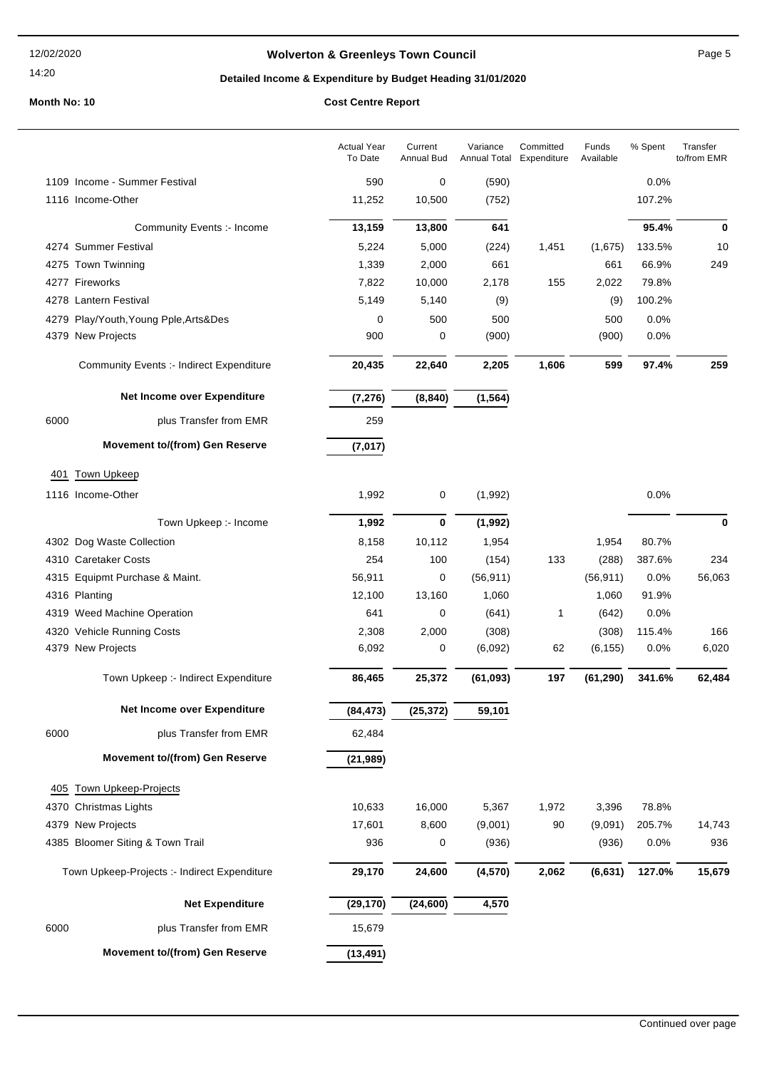# Wolverton & Greenleys Town Council

## Detailed Income & Expenditure by Budget Heading 31/01/2020

**Month No: 10**

**Cost Centre Report**

| | Actual Year To Date | Current Annual Bud | Variance Annual Total | Committed Expenditure | Funds Available | % Spent | Transfer to/from EMR |
|---|---|---|---|---|---|---|---|
| 1109 Income - Summer Festival | 590 | 0 | (590) | | | 0.0% | |
| 1116 Income-Other | 11,252 | 10,500 | (752) | | | 107.2% | |
| **Community Events :- Income** | **13,159** | **13,800** | **641** | | | **95.4%** | **0** |
| 4274 Summer Festival | 5,224 | 5,000 | (224) | 1,451 | (1,675) | 133.5% | 10 |
| 4275 Town Twinning | 1,339 | 2,000 | 661 | | 661 | 66.9% | 249 |
| 4277 Fireworks | 7,822 | 10,000 | 2,178 | 155 | 2,022 | 79.8% | |
| 4278 Lantern Festival | 5,149 | 5,140 | (9) | | (9) | 100.2% | |
| 4279 Play/Youth,Young Pple,Arts&Des | 0 | 500 | 500 | | 500 | 0.0% | |
| 4379 New Projects | 900 | 0 | (900) | | (900) | 0.0% | |
| **Community Events :- Indirect Expenditure** | **20,435** | **22,640** | **2,205** | **1,606** | **599** | **97.4%** | **259** |
| **Net Income over Expenditure** | **(7,276)** | **(8,840)** | **(1,564)** | | | | |
| 6000 plus Transfer from EMR | 259 | | | | | | |
| **Movement to/(from) Gen Reserve** | **(7,017)** | | | | | | |
| **401 Town Upkeep** | | | | | | | |
| 1116 Income-Other | 1,992 | 0 | (1,992) | | | 0.0% | |
| **Town Upkeep :- Income** | **1,992** | **0** | **(1,992)** | | | | **0** |
| 4302 Dog Waste Collection | 8,158 | 10,112 | 1,954 | | 1,954 | 80.7% | |
| 4310 Caretaker Costs | 254 | 100 | (154) | 133 | (288) | 387.6% | 234 |
| 4315 Equipmt Purchase & Maint. | 56,911 | 0 | (56,911) | | (56,911) | 0.0% | 56,063 |
| 4316 Planting | 12,100 | 13,160 | 1,060 | | 1,060 | 91.9% | |
| 4319 Weed Machine Operation | 641 | 0 | (641) | 1 | (642) | 0.0% | |
| 4320 Vehicle Running Costs | 2,308 | 2,000 | (308) | | (308) | 115.4% | 166 |
| 4379 New Projects | 6,092 | 0 | (6,092) | 62 | (6,155) | 0.0% | 6,020 |
| **Town Upkeep :- Indirect Expenditure** | **86,465** | **25,372** | **(61,093)** | **197** | **(61,290)** | **341.6%** | **62,484** |
| **Net Income over Expenditure** | **(84,473)** | **(25,372)** | **59,101** | | | | |
| 6000 plus Transfer from EMR | 62,484 | | | | | | |
| **Movement to/(from) Gen Reserve** | **(21,989)** | | | | | | |
| **405 Town Upkeep-Projects** | | | | | | | |
| 4370 Christmas Lights | 10,633 | 16,000 | 5,367 | 1,972 | 3,396 | 78.8% | |
| 4379 New Projects | 17,601 | 8,600 | (9,001) | 90 | (9,091) | 205.7% | 14,743 |
| 4385 Bloomer Siting & Town Trail | 936 | 0 | (936) | | (936) | 0.0% | 936 |
| **Town Upkeep-Projects :- Indirect Expenditure** | **29,170** | **24,600** | **(4,570)** | **2,062** | **(6,631)** | **127.0%** | **15,679** |
| **Net Expenditure** | **(29,170)** | **(24,600)** | **4,570** | | | | |
| 6000 plus Transfer from EMR | 15,679 | | | | | | |
| **Movement to/(from) Gen Reserve** | **(13,491)** | | | | | | |

Continued over page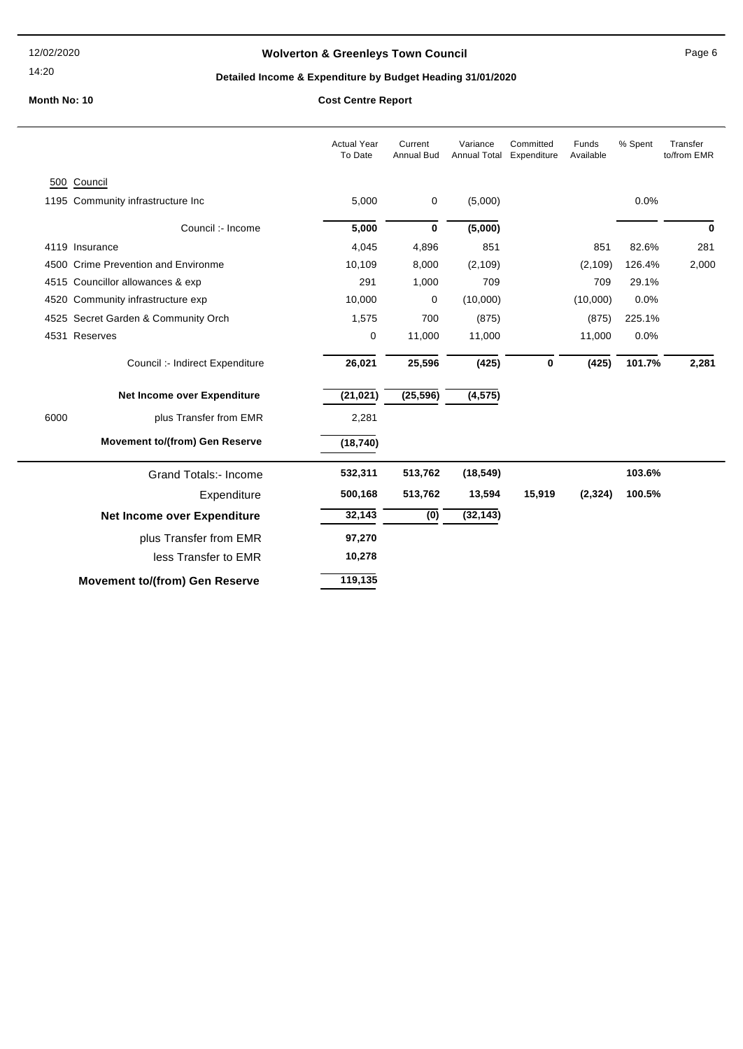**Wolverton & Greenleys Town Council**

**Detailed Income & Expenditure by Budget Heading 31/01/2020**

**Month No: 10**

**Cost Centre Report**

| | Actual Year To Date | Current Annual Bud | Variance Annual Total | Committed Expenditure | Funds Available | % Spent | Transfer to/from EMR |
|---|---|---|---|---|---|---|---|
| 500 Council | | | | | | | |
| 1195 Community infrastructure Inc | 5,000 | 0 | (5,000) | | | 0.0% | |
| Council :- Income | **5,000** | **0** | **(5,000)** | | | | **0** |
| 4119 Insurance | 4,045 | 4,896 | 851 | | 851 | 82.6% | 281 |
| 4500 Crime Prevention and Environme | 10,109 | 8,000 | (2,109) | | (2,109) | 126.4% | 2,000 |
| 4515 Councillor allowances & exp | 291 | 1,000 | 709 | | 709 | 29.1% | |
| 4520 Community infrastructure exp | 10,000 | 0 | (10,000) | | (10,000) | 0.0% | |
| 4525 Secret Garden & Community Orch | 1,575 | 700 | (875) | | (875) | 225.1% | |
| 4531 Reserves | 0 | 11,000 | 11,000 | | 11,000 | 0.0% | |
| Council :- Indirect Expenditure | **26,021** | **25,596** | **(425)** | **0** | **(425)** | **101.7%** | **2,281** |
| **Net Income over Expenditure** | **(21,021)** | **(25,596)** | **(4,575)** | | | | |
| 6000 plus Transfer from EMR | 2,281 | | | | | | |
| **Movement to/(from) Gen Reserve** | **(18,740)** | | | | | | |
| Grand Totals:- Income | **532,311** | **513,762** | **(18,549)** | | | **103.6%** | |
| Expenditure | **500,168** | **513,762** | **13,594** | **15,919** | **(2,324)** | **100.5%** | |
| **Net Income over Expenditure** | **32,143** | **(0)** | **(32,143)** | | | | |
| plus Transfer from EMR | **97,270** | | | | | | |
| less Transfer to EMR | **10,278** | | | | | | |
| **Movement to/(from) Gen Reserve** | **119,135** | | | | | | |